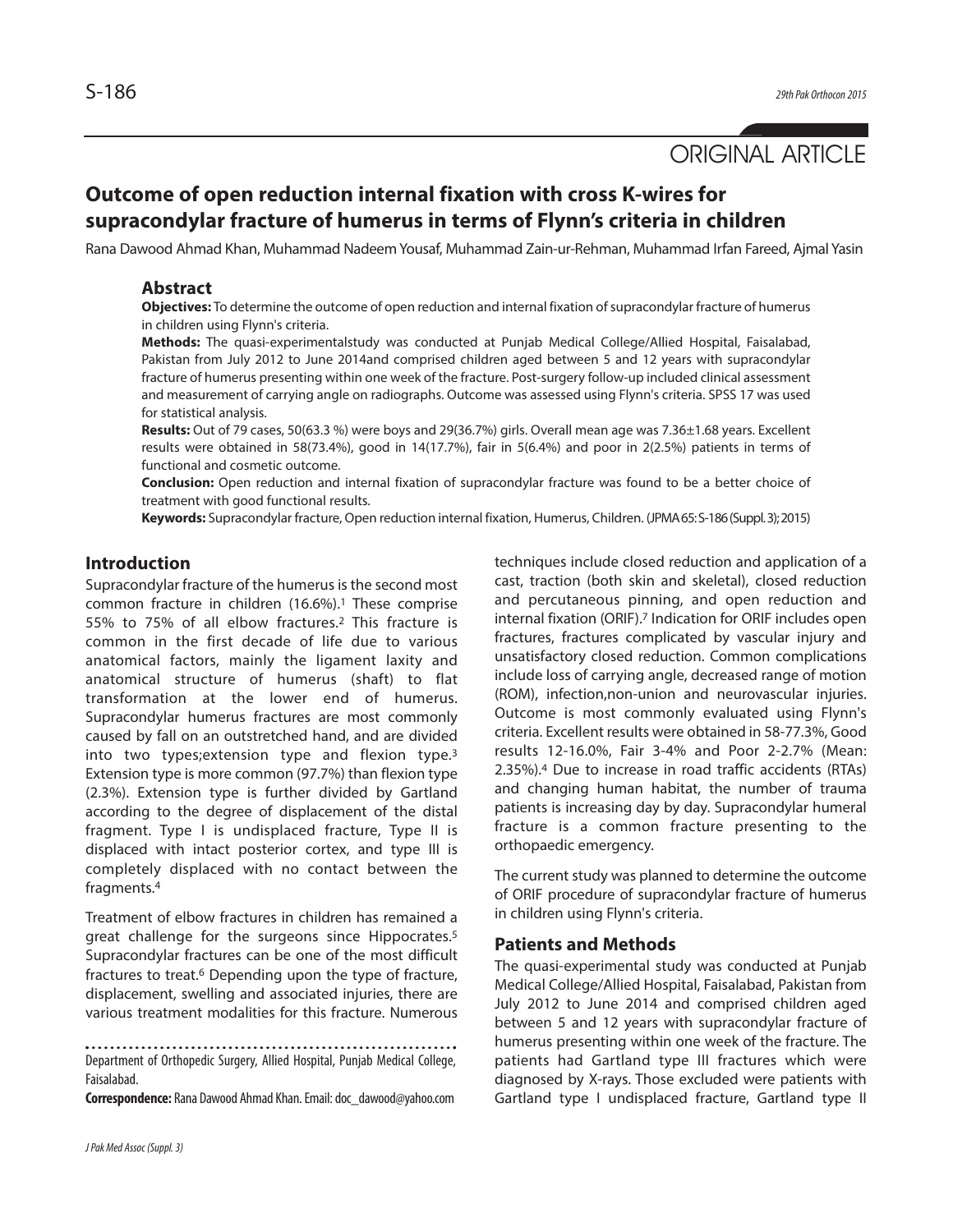ORIGINAL ARTICLE

# Outcome of open reduction internal fixation with cross K-wires for supracondylar fracture of humerus in terms of Flynn's criteria in children

Rana Dawood Ahmad Khan, Muhammad Nadeem Yousaf, Muhammad Zain-ur-Rehman, Muhammad Irfan Fareed, Ajmal Yasin

## Abstract

**Objectives:** To determine the outcome of open reduction and internal fixation of supracondylar fracture of humerus in children using Flynn's criteria.

**Methods:** The quasi-experimentalstudy was conducted at Punjab Medical College/Allied Hospital, Faisalabad, Pakistan from July 2012 to June 2014and comprised children aged between 5 and 12 years with supracondylar fracture of humerus presenting within one week of the fracture. Post-surgery follow-up included clinical assessment and measurement of carrying angle on radiographs. Outcome was assessed using Flynn's criteria. SPSS 17 was used for statistical analysis.

**Results:** Out of 79 cases, 50(63.3 %) were boys and 29(36.7%) girls. Overall mean age was 7.36±1.68 years. Excellent results were obtained in 58(73.4%), good in 14(17.7%), fair in 5(6.4%) and poor in 2(2.5%) patients in terms of functional and cosmetic outcome.

**Conclusion:** Open reduction and internal fixation of supracondylar fracture was found to be a better choice of treatment with good functional results.

**Keywords:** Supracondylar fracture, Open reduction internal fixation, Humerus, Children. (JPMA 65: S-186 (Suppl. 3); 2015)

## Introduction

Supracondylar fracture of the humerus is the second most common fracture in children (16.6%).[1] These comprise 55% to 75% of all elbow fractures.[2] This fracture is common in the first decade of life due to various anatomical factors, mainly the ligament laxity and anatomical structure of humerus (shaft) to flat transformation at the lower end of humerus. Supracondylar humerus fractures are most commonly caused by fall on an outstretched hand, and are divided into two types;extension type and flexion type.[3] Extension type is more common (97.7%) than flexion type (2.3%). Extension type is further divided by Gartland according to the degree of displacement of the distal fragment. Type I is undisplaced fracture, Type II is displaced with intact posterior cortex, and type III is completely displaced with no contact between the fragments.[4]

Treatment of elbow fractures in children has remained a great challenge for the surgeons since Hippocrates.[5] Supracondylar fractures can be one of the most difficult fractures to treat.[6] Depending upon the type of fracture, displacement, swelling and associated injuries, there are various treatment modalities for this fracture. Numerous techniques include closed reduction and application of a cast, traction (both skin and skeletal), closed reduction and percutaneous pinning, and open reduction and internal fixation (ORIF).[7] Indication for ORIF includes open fractures, fractures complicated by vascular injury and unsatisfactory closed reduction. Common complications include loss of carrying angle, decreased range of motion (ROM), infection,non-union and neurovascular injuries. Outcome is most commonly evaluated using Flynn's criteria. Excellent results were obtained in 58-77.3%, Good results 12-16.0%, Fair 3-4% and Poor 2-2.7% (Mean: 2.35%).[4] Due to increase in road traffic accidents (RTAs) and changing human habitat, the number of trauma patients is increasing day by day. Supracondylar humeral fracture is a common fracture presenting to the orthopaedic emergency.

The current study was planned to determine the outcome of ORIF procedure of supracondylar fracture of humerus in children using Flynn's criteria.

## Patients and Methods

The quasi-experimental study was conducted at Punjab Medical College/Allied Hospital, Faisalabad, Pakistan from July 2012 to June 2014 and comprised children aged between 5 and 12 years with supracondylar fracture of humerus presenting within one week of the fracture. The patients had Gartland type III fractures which were diagnosed by X-rays. Those excluded were patients with Gartland type I undisplaced fracture, Gartland type II

Department of Orthopedic Surgery, Allied Hospital, Punjab Medical College, Faisalabad.

**Correspondence:** Rana Dawood Ahmad Khan. Email: doc_dawood@yahoo.com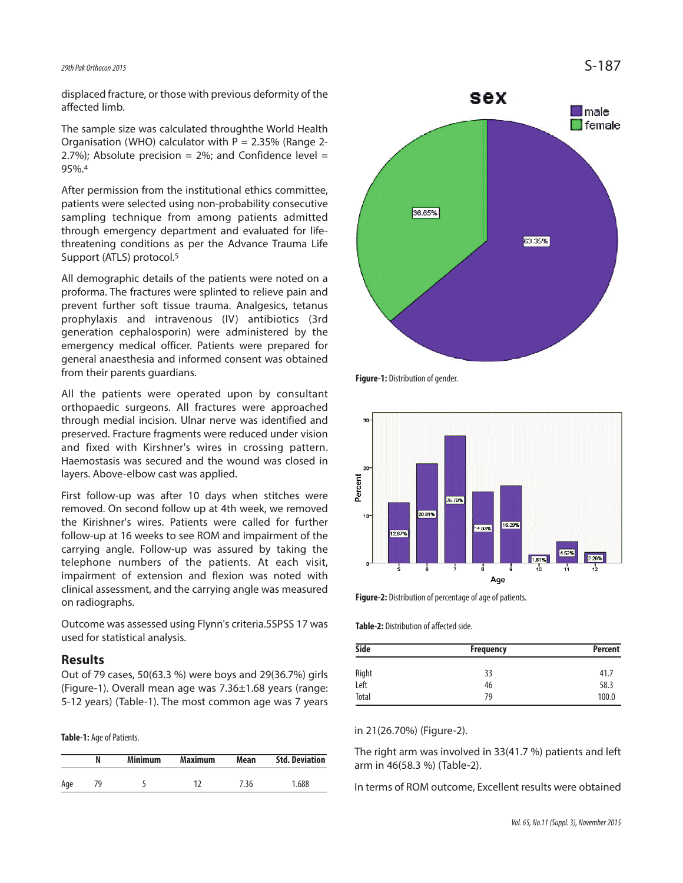displaced fracture, or those with previous deformity of the affected limb.

The sample size was calculated throughthe World Health Organisation (WHO) calculator with P = 2.35% (Range 2-2.7%); Absolute precision = 2%; and Confidence level = 95%.[4]

After permission from the institutional ethics committee, patients were selected using non-probability consecutive sampling technique from among patients admitted through emergency department and evaluated for life-threatening conditions as per the Advance Trauma Life Support (ATLS) protocol.[5]

All demographic details of the patients were noted on a proforma. The fractures were splinted to relieve pain and prevent further soft tissue trauma. Analgesics, tetanus prophylaxis and intravenous (IV) antibiotics (3rd generation cephalosporin) were administered by the emergency medical officer. Patients were prepared for general anaesthesia and informed consent was obtained from their parents guardians.

All the patients were operated upon by consultant orthopaedic surgeons. All fractures were approached through medial incision. Ulnar nerve was identified and preserved. Fracture fragments were reduced under vision and fixed with Kirshner's wires in crossing pattern. Haemostasis was secured and the wound was closed in layers. Above-elbow cast was applied.

First follow-up was after 10 days when stitches were removed. On second follow up at 4th week, we removed the Kirishner's wires. Patients were called for further follow-up at 16 weeks to see ROM and impairment of the carrying angle. Follow-up was assured by taking the telephone numbers of the patients. At each visit, impairment of extension and flexion was noted with clinical assessment, and the carrying angle was measured on radiographs.

Outcome was assessed using Flynn's criteria.5SPSS 17 was used for statistical analysis.

## Results

Out of 79 cases, 50(63.3 %) were boys and 29(36.7%) girls (Figure-1). Overall mean age was 7.36±1.68 years (range: 5-12 years) (Table-1). The most common age was 7 years in 21(26.70%) (Figure-2).

**Table-1:** Age of Patients.

| | N | Minimum | Maximum | Mean | Std. Deviation |
|---|---|---|---|---|---|
| Age | 79 | 5 | 12 | 7.36 | 1.688 |

**Figure-1:** Distribution of gender.

**Figure-2:** Distribution of percentage of age of patients.

**Table-2:** Distribution of affected side.

| Side | Frequency | Percent |
|---|---|---|
| Right | 33 | 41.7 |
| Left | 46 | 58.3 |
| Total | 79 | 100.0 |

The right arm was involved in 33(41.7 %) patients and left arm in 46(58.3 %) (Table-2).

In terms of ROM outcome, Excellent results were obtained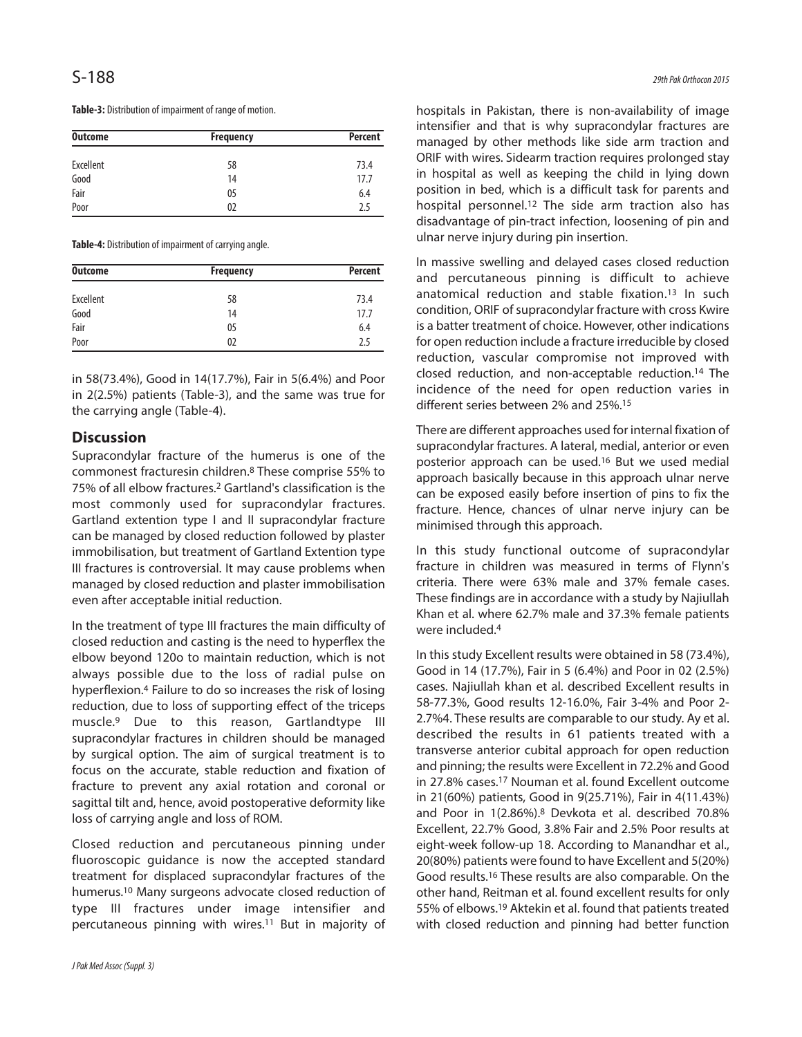**Table-3:** Distribution of impairment of range of motion.

| Outcome | Frequency | Percent |
|---|---|---|
| Excellent | 58 | 73.4 |
| Good | 14 | 17.7 |
| Fair | 05 | 6.4 |
| Poor | 02 | 2.5 |

**Table-4:** Distribution of impairment of carrying angle.

| Outcome | Frequency | Percent |
|---|---|---|
| Excellent | 58 | 73.4 |
| Good | 14 | 17.7 |
| Fair | 05 | 6.4 |
| Poor | 02 | 2.5 |

in 58(73.4%), Good in 14(17.7%), Fair in 5(6.4%) and Poor in 2(2.5%) patients (Table-3), and the same was true for the carrying angle (Table-4).

## Discussion

Supracondylar fracture of the humerus is one of the commonest fracturesin children.[8] These comprise 55% to 75% of all elbow fractures.[2] Gartland's classification is the most commonly used for supracondylar fractures. Gartland extention type I and II supracondylar fracture can be managed by closed reduction followed by plaster immobilisation, but treatment of Gartland Extention type III fractures is controversial. It may cause problems when managed by closed reduction and plaster immobilisation even after acceptable initial reduction.

In the treatment of type III fractures the main difficulty of closed reduction and casting is the need to hyperflex the elbow beyond 120o to maintain reduction, which is not always possible due to the loss of radial pulse on hyperflexion.[4] Failure to do so increases the risk of losing reduction, due to loss of supporting effect of the triceps muscle.[9] Due to this reason, Gartlandtype III supracondylar fractures in children should be managed by surgical option. The aim of surgical treatment is to focus on the accurate, stable reduction and fixation of fracture to prevent any axial rotation and coronal or sagittal tilt and, hence, avoid postoperative deformity like loss of carrying angle and loss of ROM.

Closed reduction and percutaneous pinning under fluoroscopic guidance is now the accepted standard treatment for displaced supracondylar fractures of the humerus.[10] Many surgeons advocate closed reduction of type III fractures under image intensifier and percutaneous pinning with wires.[11] But in majority of hospitals in Pakistan, there is non-availability of image intensifier and that is why supracondylar fractures are managed by other methods like side arm traction and ORIF with wires. Sidearm traction requires prolonged stay in hospital as well as keeping the child in lying down position in bed, which is a difficult task for parents and hospital personnel.[12] The side arm traction also has disadvantage of pin-tract infection, loosening of pin and ulnar nerve injury during pin insertion.

In massive swelling and delayed cases closed reduction and percutaneous pinning is difficult to achieve anatomical reduction and stable fixation.[13] In such condition, ORIF of supracondylar fracture with cross Kwire is a batter treatment of choice. However, other indications for open reduction include a fracture irreducible by closed reduction, vascular compromise not improved with closed reduction, and non-acceptable reduction.[14] The incidence of the need for open reduction varies in different series between 2% and 25%.[15]

There are different approaches used for internal fixation of supracondylar fractures. A lateral, medial, anterior or even posterior approach can be used.[16] But we used medial approach basically because in this approach ulnar nerve can be exposed easily before insertion of pins to fix the fracture. Hence, chances of ulnar nerve injury can be minimised through this approach.

In this study functional outcome of supracondylar fracture in children was measured in terms of Flynn's criteria. There were 63% male and 37% female cases. These findings are in accordance with a study by Najiullah Khan et al. where 62.7% male and 37.3% female patients were included.[4]

In this study Excellent results were obtained in 58 (73.4%), Good in 14 (17.7%), Fair in 5 (6.4%) and Poor in 02 (2.5%) cases. Najiullah khan et al. described Excellent results in 58-77.3%, Good results 12-16.0%, Fair 3-4% and Poor 2-2.7%4. These results are comparable to our study. Ay et al. described the results in 61 patients treated with a transverse anterior cubital approach for open reduction and pinning; the results were Excellent in 72.2% and Good in 27.8% cases.[17] Nouman et al. found Excellent outcome in 21(60%) patients, Good in 9(25.71%), Fair in 4(11.43%) and Poor in 1(2.86%).[8] Devkota et al. described 70.8% Excellent, 22.7% Good, 3.8% Fair and 2.5% Poor results at eight-week follow-up 18. According to Manandhar et al., 20(80%) patients were found to have Excellent and 5(20%) Good results.[16] These results are also comparable. On the other hand, Reitman et al. found excellent results for only 55% of elbows.[19] Aktekin et al. found that patients treated with closed reduction and pinning had better function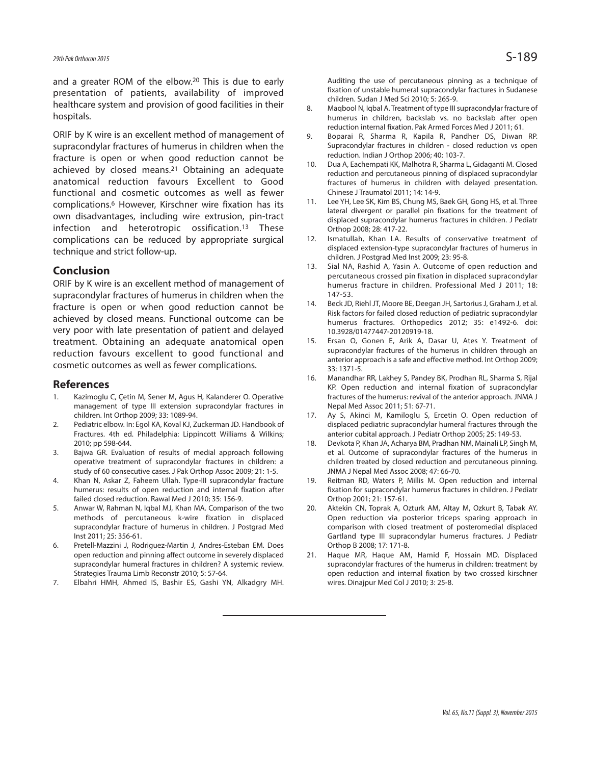and a greater ROM of the elbow.[20] This is due to early presentation of patients, availability of improved healthcare system and provision of good facilities in their hospitals.

ORIF by K wire is an excellent method of management of supracondylar fractures of humerus in children when the fracture is open or when good reduction cannot be achieved by closed means.[21] Obtaining an adequate anatomical reduction favours Excellent to Good functional and cosmetic outcomes as well as fewer complications.[6] However, Kirschner wire fixation has its own disadvantages, including wire extrusion, pin-tract infection and heterotropic ossification.[13] These complications can be reduced by appropriate surgical technique and strict follow-up.

## Conclusion

ORIF by K wire is an excellent method of management of supracondylar fractures of humerus in children when the fracture is open or when good reduction cannot be achieved by closed means. Functional outcome can be very poor with late presentation of patient and delayed treatment. Obtaining an adequate anatomical open reduction favours excellent to good functional and cosmetic outcomes as well as fewer complications.

## References

1. Kazimoglu C, Çetin M, Sener M, Agus H, Kalanderer O. Operative management of type III extension supracondylar fractures in children. Int Orthop 2009; 33: 1089-94.
2. Pediatric elbow. In: Egol KA, Koval KJ, Zuckerman JD. Handbook of Fractures. 4th ed. Philadelphia: Lippincott Williams & Wilkins; 2010; pp 598-644.
3. Bajwa GR. Evaluation of results of medial approach following operative treatment of supracondylar fractures in children: a study of 60 consecutive cases. J Pak Orthop Assoc 2009; 21: 1-5.
4. Khan N, Askar Z, Faheem Ullah. Type-III supracondylar fracture humerus: results of open reduction and internal fixation after failed closed reduction. Rawal Med J 2010; 35: 156-9.
5. Anwar W, Rahman N, Iqbal MJ, Khan MA. Comparison of the two methods of percutaneous k-wire fixation in displaced supracondylar fracture of humerus in children. J Postgrad Med Inst 2011; 25: 356-61.
6. Pretell-Mazzini J, Rodriguez-Martin J, Andres-Esteban EM. Does open reduction and pinning affect outcome in severely displaced supracondylar humeral fractures in children? A systemic review. Strategies Trauma Limb Reconstr 2010; 5: 57-64.
7. Elbahri HMH, Ahmed IS, Bashir ES, Gashi YN, Alkadgry MH. Auditing the use of percutaneous pinning as a technique of fixation of unstable humeral supracondylar fractures in Sudanese children. Sudan J Med Sci 2010; 5: 265-9.
8. Maqbool N, Iqbal A. Treatment of type III supracondylar fracture of humerus in children, backslab vs. no backslab after open reduction internal fixation. Pak Armed Forces Med J 2011; 61.
9. Boparai R, Sharma R, Kapila R, Pandher DS, Diwan RP. Supracondylar fractures in children - closed reduction vs open reduction. Indian J Orthop 2006; 40: 103-7.
10. Dua A, Eachempati KK, Malhotra R, Sharma L, Gidaganti M. Closed reduction and percutaneous pinning of displaced supracondylar fractures of humerus in children with delayed presentation. Chinese J Traumatol 2011; 14: 14-9.
11. Lee YH, Lee SK, Kim BS, Chung MS, Baek GH, Gong HS, et al. Three lateral divergent or parallel pin fixations for the treatment of displaced supracondylar humerus fractures in children. J Pediatr Orthop 2008; 28: 417-22.
12. Ismatullah, Khan LA. Results of conservative treatment of displaced extension-type supracondylar fractures of humerus in children. J Postgrad Med Inst 2009; 23: 95-8.
13. Sial NA, Rashid A, Yasin A. Outcome of open reduction and percutaneous crossed pin fixation in displaced supracondylar humerus fracture in children. Professional Med J 2011; 18: 147-53.
14. Beck JD, Riehl JT, Moore BE, Deegan JH, Sartorius J, Graham J, et al. Risk factors for failed closed reduction of pediatric supracondylar humerus fractures. Orthopedics 2012; 35: e1492-6. doi: 10.3928/01477447-20120919-18.
15. Ersan O, Gonen E, Arik A, Dasar U, Ates Y. Treatment of supracondylar fractures of the humerus in children through an anterior approach is a safe and effective method. Int Orthop 2009; 33: 1371-5.
16. Manandhar RR, Lakhey S, Pandey BK, Prodhan RL, Sharma S, Rijal KP. Open reduction and internal fixation of supracondylar fractures of the humerus: revival of the anterior approach. JNMA J Nepal Med Assoc 2011; 51: 67-71.
17. Ay S, Akinci M, Kamiloglu S, Ercetin O. Open reduction of displaced pediatric supracondylar humeral fractures through the anterior cubital approach. J Pediatr Orthop 2005; 25: 149-53.
18. Devkota P, Khan JA, Acharya BM, Pradhan NM, Mainali LP, Singh M, et al. Outcome of supracondylar fractures of the humerus in children treated by closed reduction and percutaneous pinning. JNMA J Nepal Med Assoc 2008; 47: 66-70.
19. Reitman RD, Waters P, Millis M. Open reduction and internal fixation for supracondylar humerus fractures in children. J Pediatr Orthop 2001; 21: 157-61.
20. Aktekin CN, Toprak A, Ozturk AM, Altay M, Ozkurt B, Tabak AY. Open reduction via posterior triceps sparing approach in comparison with closed treatment of posteromedial displaced Gartland type III supracondylar humerus fractures. J Pediatr Orthop B 2008; 17: 171-8.
21. Haque MR, Haque AM, Hamid F, Hossain MD. Displaced supracondylar fractures of the humerus in children: treatment by open reduction and internal fixation by two crossed kirschner wires. Dinajpur Med Col J 2010; 3: 25-8.